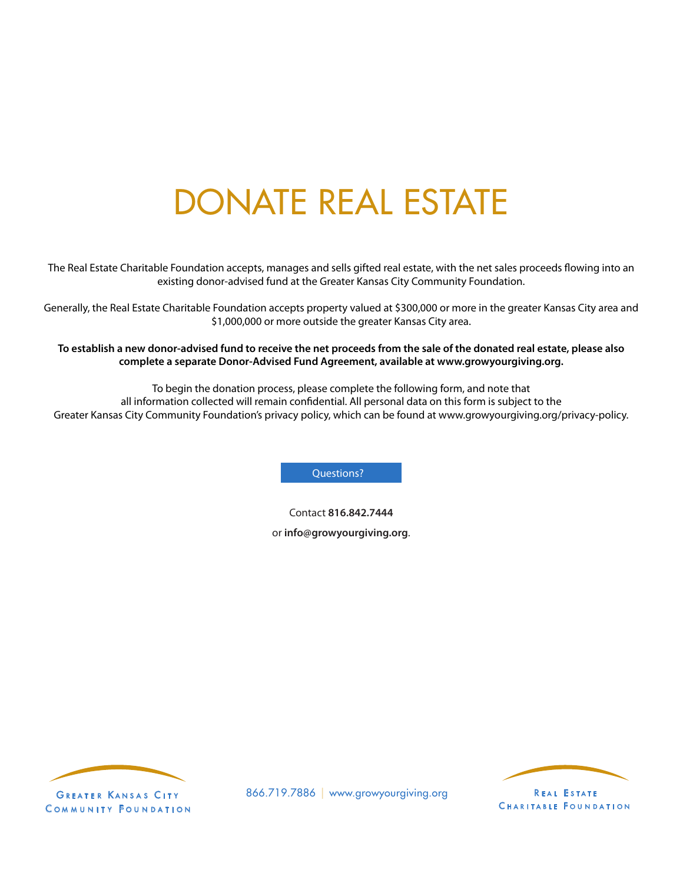# DONATE REAL ESTATE

The Real Estate Charitable Foundation accepts, manages and sells gifted real estate, with the net sales proceeds flowing into an existing donor-advised fund at the Greater Kansas City Community Foundation.

Generally, the Real Estate Charitable Foundation accepts property valued at $300,000 or more in the greater Kansas City area and $1,000,000 or more outside the greater Kansas City area.

**To establish a new donor-advised fund to receive the net proceeds from the sale of the donated real estate, please also complete a separate Donor-Advised Fund Agreement, available at www.growyourgiving.org.**

To begin the donation process, please complete the following form, and note that all information collected will remain confidential. All personal data on this form is subject to the Greater Kansas City Community Foundation's privacy policy, which can be found at www.growyourgiving.org/privacy-policy.

Questions?

Contact **816.842.7444**

or **info@growyourgiving.org**.

Greater Kansas City Community Foundation

866.719.7886 | www.growyourgiving.org

Real Estate Charitable Foundation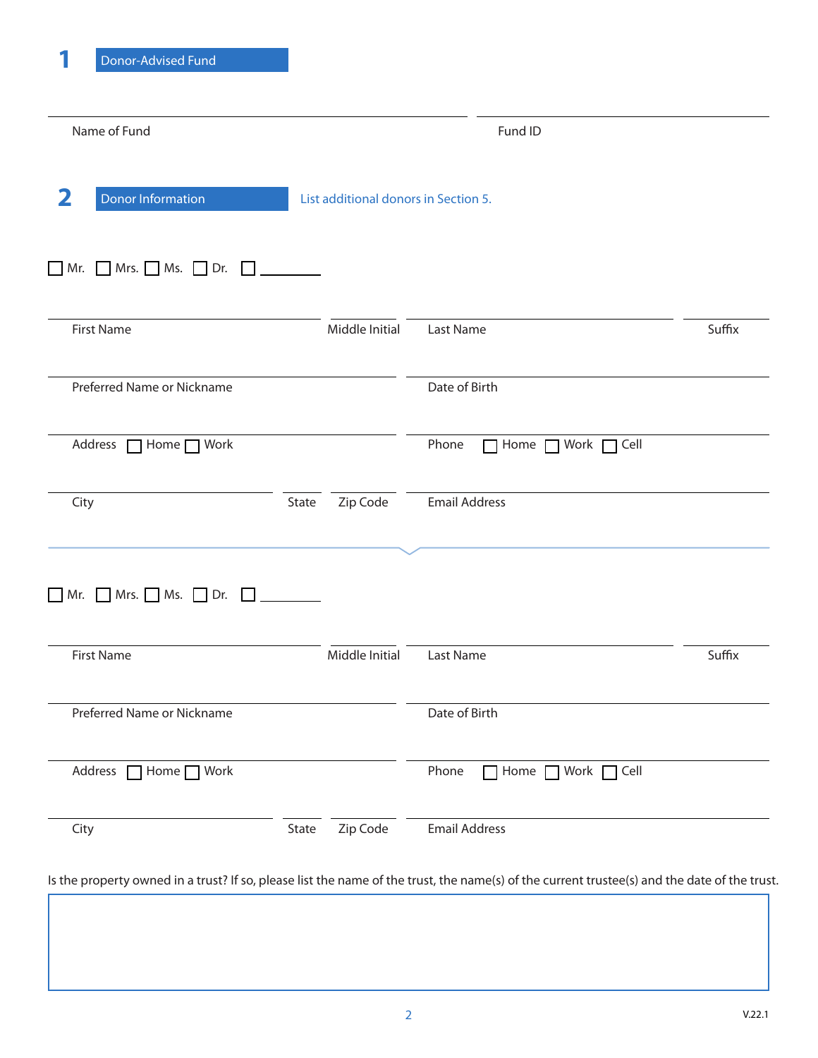## 1 Donor-Advised Fund

Name of Fund | Fund ID

## 2 Donor Information

List additional donors in Section 5.

☐ Mr. ☐ Mrs. ☐ Ms. ☐ Dr. ☐ ________

First Name | Middle Initial | Last Name | Suffix

Preferred Name or Nickname | Date of Birth

Address ☐ Home ☐ Work | Phone ☐ Home ☐ Work ☐ Cell

City | State | Zip Code | Email Address

---

☐ Mr. ☐ Mrs. ☐ Ms. ☐ Dr. ☐ ________

First Name | Middle Initial | Last Name | Suffix

Preferred Name or Nickname | Date of Birth

Address ☐ Home ☐ Work | Phone ☐ Home ☐ Work ☐ Cell

City | State | Zip Code | Email Address

Is the property owned in a trust? If so, please list the name of the trust, the name(s) of the current trustee(s) and the date of the trust.

V.22.1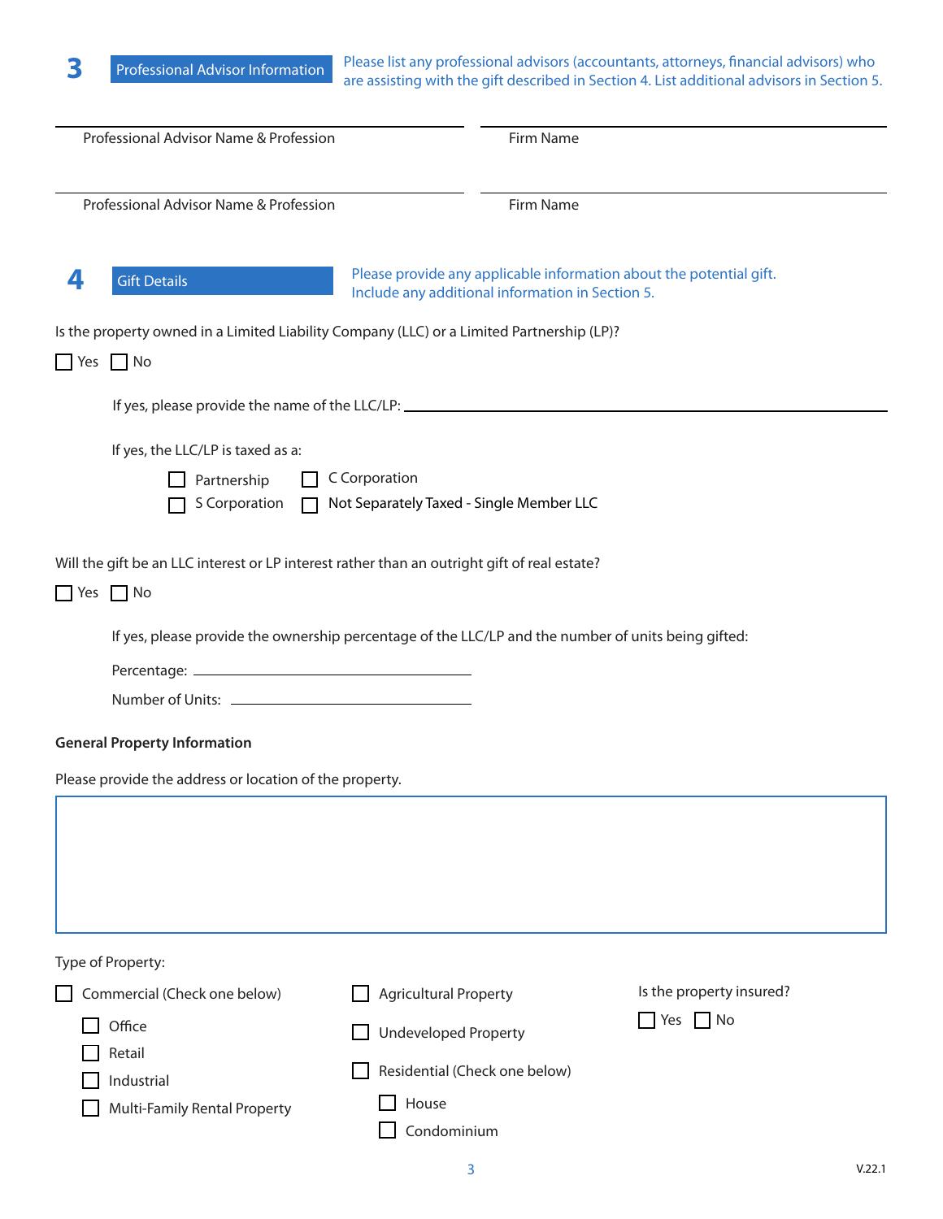## 3 Professional Advisor Information

Please list any professional advisors (accountants, attorneys, financial advisors) who are assisting with the gift described in Section 4. List additional advisors in Section 5.

| Professional Advisor Name & Profession | Firm Name |
|---|---|
| | |

| Professional Advisor Name & Profession | Firm Name |
|---|---|
| | |

## 4 Gift Details

Please provide any applicable information about the potential gift. Include any additional information in Section 5.

Is the property owned in a Limited Liability Company (LLC) or a Limited Partnership (LP)?

☐ Yes ☐ No

If yes, please provide the name of the LLC/LP: ______________________________

If yes, the LLC/LP is taxed as a:

☐ Partnership ☐ C Corporation
☐ S Corporation ☐ Not Separately Taxed - Single Member LLC

Will the gift be an LLC interest or LP interest rather than an outright gift of real estate?

☐ Yes ☐ No

If yes, please provide the ownership percentage of the LLC/LP and the number of units being gifted:

Percentage: ______________________________

Number of Units: ______________________________

### General Property Information

Please provide the address or location of the property.

Type of Property:

☐ Commercial (Check one below)
- ☐ Office
- ☐ Retail
- ☐ Industrial
- ☐ Multi-Family Rental Property

☐ Agricultural Property

☐ Undeveloped Property

☐ Residential (Check one below)
- ☐ House
- ☐ Condominium

Is the property insured?

☐ Yes ☐ No

V.22.1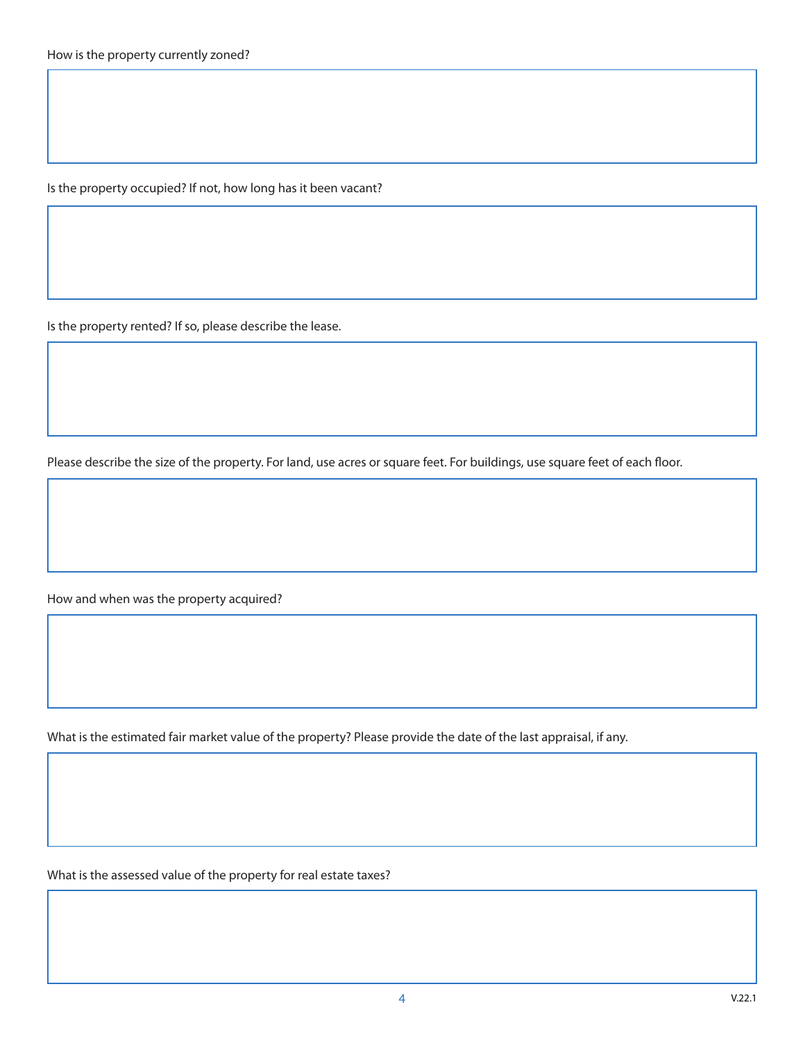How is the property currently zoned?

Is the property occupied? If not, how long has it been vacant?

Is the property rented? If so, please describe the lease.

Please describe the size of the property. For land, use acres or square feet. For buildings, use square feet of each floor.

How and when was the property acquired?

What is the estimated fair market value of the property? Please provide the date of the last appraisal, if any.

What is the assessed value of the property for real estate taxes?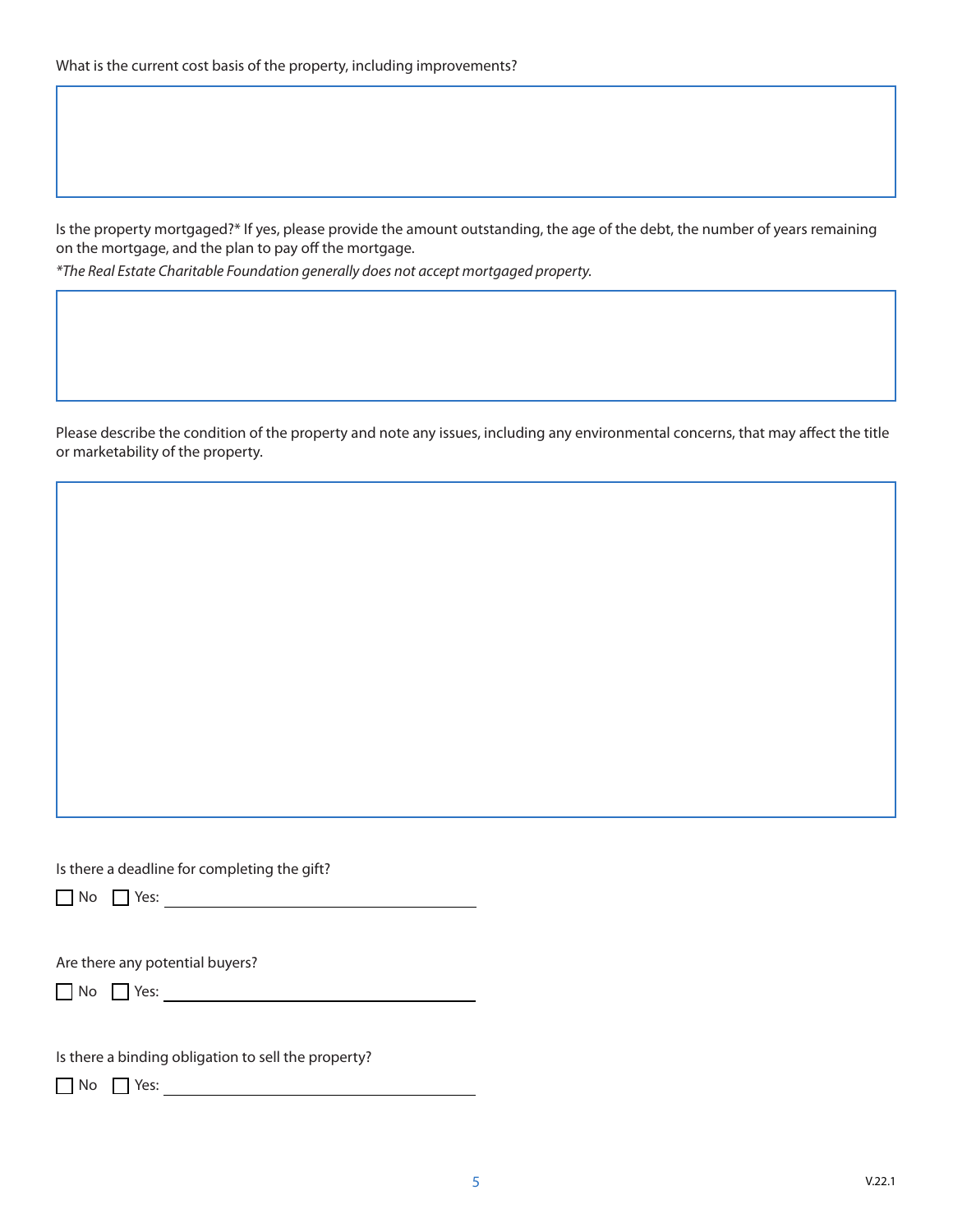What is the current cost basis of the property, including improvements?

Is the property mortgaged?* If yes, please provide the amount outstanding, the age of the debt, the number of years remaining on the mortgage, and the plan to pay off the mortgage.

*\*The Real Estate Charitable Foundation generally does not accept mortgaged property.*

Please describe the condition of the property and note any issues, including any environmental concerns, that may affect the title or marketability of the property.

Is there a deadline for completing the gift?

☐ No ☐ Yes: ______________________________

Are there any potential buyers?

☐ No ☐ Yes: ______________________________

Is there a binding obligation to sell the property?

☐ No ☐ Yes: ______________________________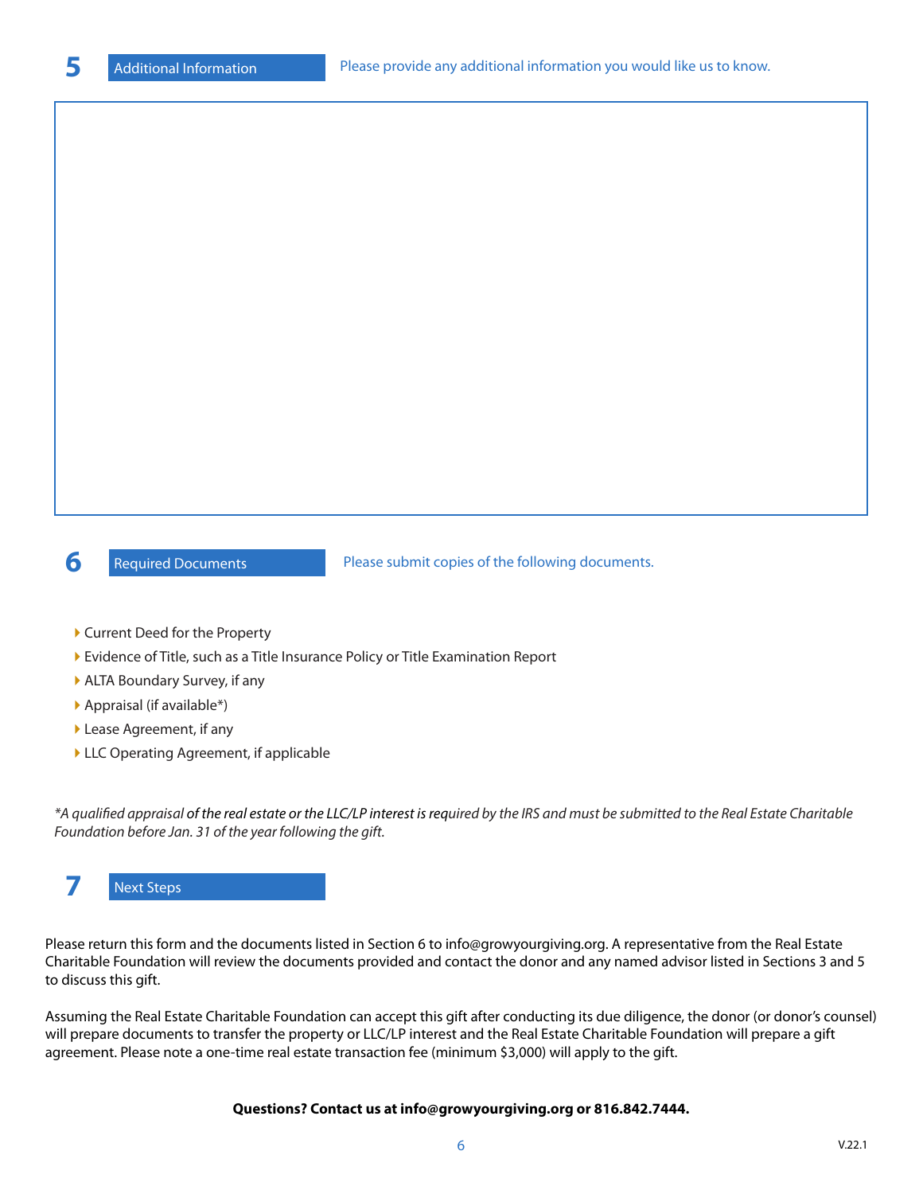## 5 Additional Information

Please provide any additional information you would like us to know.

## 6 Required Documents

Please submit copies of the following documents.

- Current Deed for the Property
- Evidence of Title, such as a Title Insurance Policy or Title Examination Report
- ALTA Boundary Survey, if any
- Appraisal (if available*)
- Lease Agreement, if any
- LLC Operating Agreement, if applicable

*\*A qualified appraisal of the real estate or the LLC/LP interest is required by the IRS and must be submitted to the Real Estate Charitable Foundation before Jan. 31 of the year following the gift.*

## 7 Next Steps

Please return this form and the documents listed in Section 6 to info@growyourgiving.org. A representative from the Real Estate Charitable Foundation will review the documents provided and contact the donor and any named advisor listed in Sections 3 and 5 to discuss this gift.

Assuming the Real Estate Charitable Foundation can accept this gift after conducting its due diligence, the donor (or donor's counsel) will prepare documents to transfer the property or LLC/LP interest and the Real Estate Charitable Foundation will prepare a gift agreement. Please note a one-time real estate transaction fee (minimum $3,000) will apply to the gift.

**Questions? Contact us at info@growyourgiving.org or 816.842.7444.**

V.22.1